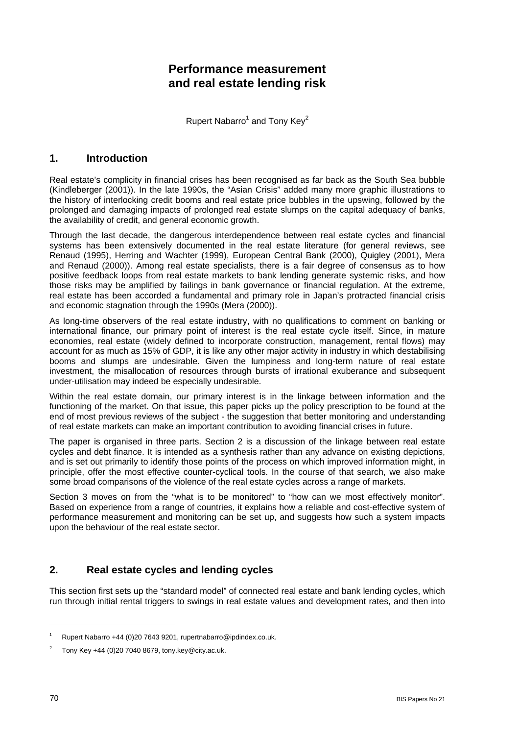# Performance measurement and real estate lending risk

Rupert Nabarro[1] and Tony Key[2]

## 1. Introduction

Real estate's complicity in financial crises has been recognised as far back as the South Sea bubble (Kindleberger (2001)). In the late 1990s, the "Asian Crisis" added many more graphic illustrations to the history of interlocking credit booms and real estate price bubbles in the upswing, followed by the prolonged and damaging impacts of prolonged real estate slumps on the capital adequacy of banks, the availability of credit, and general economic growth.

Through the last decade, the dangerous interdependence between real estate cycles and financial systems has been extensively documented in the real estate literature (for general reviews, see Renaud (1995), Herring and Wachter (1999), European Central Bank (2000), Quigley (2001), Mera and Renaud (2000)). Among real estate specialists, there is a fair degree of consensus as to how positive feedback loops from real estate markets to bank lending generate systemic risks, and how those risks may be amplified by failings in bank governance or financial regulation. At the extreme, real estate has been accorded a fundamental and primary role in Japan's protracted financial crisis and economic stagnation through the 1990s (Mera (2000)).

As long-time observers of the real estate industry, with no qualifications to comment on banking or international finance, our primary point of interest is the real estate cycle itself. Since, in mature economies, real estate (widely defined to incorporate construction, management, rental flows) may account for as much as 15% of GDP, it is like any other major activity in industry in which destabilising booms and slumps are undesirable. Given the lumpiness and long-term nature of real estate investment, the misallocation of resources through bursts of irrational exuberance and subsequent under-utilisation may indeed be especially undesirable.

Within the real estate domain, our primary interest is in the linkage between information and the functioning of the market. On that issue, this paper picks up the policy prescription to be found at the end of most previous reviews of the subject - the suggestion that better monitoring and understanding of real estate markets can make an important contribution to avoiding financial crises in future.

The paper is organised in three parts. Section 2 is a discussion of the linkage between real estate cycles and debt finance. It is intended as a synthesis rather than any advance on existing depictions, and is set out primarily to identify those points of the process on which improved information might, in principle, offer the most effective counter-cyclical tools. In the course of that search, we also make some broad comparisons of the violence of the real estate cycles across a range of markets.

Section 3 moves on from the "what is to be monitored" to "how can we most effectively monitor". Based on experience from a range of countries, it explains how a reliable and cost-effective system of performance measurement and monitoring can be set up, and suggests how such a system impacts upon the behaviour of the real estate sector.

## 2. Real estate cycles and lending cycles

This section first sets up the "standard model" of connected real estate and bank lending cycles, which run through initial rental triggers to swings in real estate values and development rates, and then into

[1] Rupert Nabarro +44 (0)20 7643 9201, rupertnabarro@ipdindex.co.uk.

[2] Tony Key +44 (0)20 7040 8679, tony.key@city.ac.uk.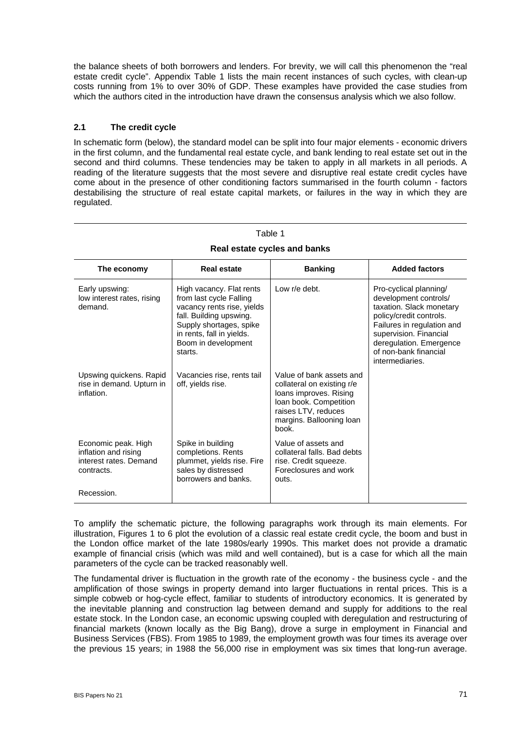the balance sheets of both borrowers and lenders. For brevity, we will call this phenomenon the "real estate credit cycle". Appendix Table 1 lists the main recent instances of such cycles, with clean-up costs running from 1% to over 30% of GDP. These examples have provided the case studies from which the authors cited in the introduction have drawn the consensus analysis which we also follow.

### 2.1 The credit cycle

In schematic form (below), the standard model can be split into four major elements - economic drivers in the first column, and the fundamental real estate cycle, and bank lending to real estate set out in the second and third columns. These tendencies may be taken to apply in all markets in all periods. A reading of the literature suggests that the most severe and disruptive real estate credit cycles have come about in the presence of other conditioning factors summarised in the fourth column - factors destabilising the structure of real estate capital markets, or failures in the way in which they are regulated.

Table 1

**Real estate cycles and banks**

| The economy | Real estate | Banking | Added factors |
|---|---|---|---|
| Early upswing: low interest rates, rising demand. | High vacancy. Flat rents from last cycle Falling vacancy rents rise, yields fall. Building upswing. Supply shortages, spike in rents, fall in yields. Boom in development starts. | Low r/e debt. | Pro-cyclical planning/ development controls/ taxation. Slack monetary policy/credit controls. Failures in regulation and supervision. Financial deregulation. Emergence of non-bank financial intermediaries. |
| Upswing quickens. Rapid rise in demand. Upturn in inflation. | Vacancies rise, rents tail off, yields rise. | Value of bank assets and collateral on existing r/e loans improves. Rising loan book. Competition raises LTV, reduces margins. Ballooning loan book. | |
| Economic peak. High inflation and rising interest rates. Demand contracts. | Spike in building completions. Rents plummet, yields rise. Fire sales by distressed borrowers and banks. | Value of assets and collateral falls. Bad debts rise. Credit squeeze. Foreclosures and work outs. | |
| Recession. | | | |

To amplify the schematic picture, the following paragraphs work through its main elements. For illustration, Figures 1 to 6 plot the evolution of a classic real estate credit cycle, the boom and bust in the London office market of the late 1980s/early 1990s. This market does not provide a dramatic example of financial crisis (which was mild and well contained), but is a case for which all the main parameters of the cycle can be tracked reasonably well.

The fundamental driver is fluctuation in the growth rate of the economy - the business cycle - and the amplification of those swings in property demand into larger fluctuations in rental prices. This is a simple cobweb or hog-cycle effect, familiar to students of introductory economics. It is generated by the inevitable planning and construction lag between demand and supply for additions to the real estate stock. In the London case, an economic upswing coupled with deregulation and restructuring of financial markets (known locally as the Big Bang), drove a surge in employment in Financial and Business Services (FBS). From 1985 to 1989, the employment growth was four times its average over the previous 15 years; in 1988 the 56,000 rise in employment was six times that long-run average.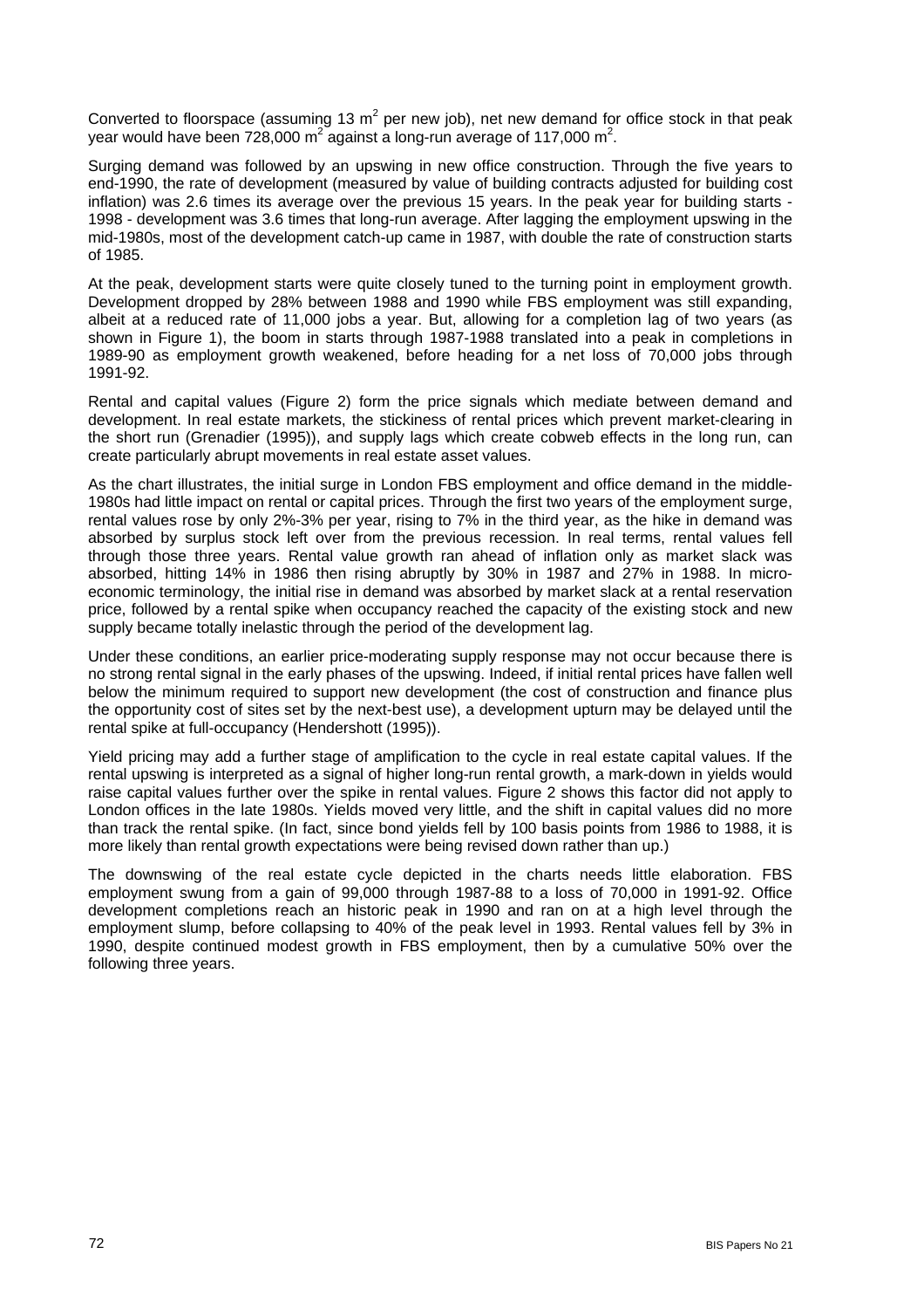Converted to floorspace (assuming 13 $m^2$ per new job), net new demand for office stock in that peak year would have been 728,000 $m^2$ against a long-run average of 117,000 $m^2$.

Surging demand was followed by an upswing in new office construction. Through the five years to end-1990, the rate of development (measured by value of building contracts adjusted for building cost inflation) was 2.6 times its average over the previous 15 years. In the peak year for building starts - 1998 - development was 3.6 times that long-run average. After lagging the employment upswing in the mid-1980s, most of the development catch-up came in 1987, with double the rate of construction starts of 1985.

At the peak, development starts were quite closely tuned to the turning point in employment growth. Development dropped by 28% between 1988 and 1990 while FBS employment was still expanding, albeit at a reduced rate of 11,000 jobs a year. But, allowing for a completion lag of two years (as shown in Figure 1), the boom in starts through 1987-1988 translated into a peak in completions in 1989-90 as employment growth weakened, before heading for a net loss of 70,000 jobs through 1991-92.

Rental and capital values (Figure 2) form the price signals which mediate between demand and development. In real estate markets, the stickiness of rental prices which prevent market-clearing in the short run (Grenadier (1995)), and supply lags which create cobweb effects in the long run, can create particularly abrupt movements in real estate asset values.

As the chart illustrates, the initial surge in London FBS employment and office demand in the middle-1980s had little impact on rental or capital prices. Through the first two years of the employment surge, rental values rose by only 2%-3% per year, rising to 7% in the third year, as the hike in demand was absorbed by surplus stock left over from the previous recession. In real terms, rental values fell through those three years. Rental value growth ran ahead of inflation only as market slack was absorbed, hitting 14% in 1986 then rising abruptly by 30% in 1987 and 27% in 1988. In micro-economic terminology, the initial rise in demand was absorbed by market slack at a rental reservation price, followed by a rental spike when occupancy reached the capacity of the existing stock and new supply became totally inelastic through the period of the development lag.

Under these conditions, an earlier price-moderating supply response may not occur because there is no strong rental signal in the early phases of the upswing. Indeed, if initial rental prices have fallen well below the minimum required to support new development (the cost of construction and finance plus the opportunity cost of sites set by the next-best use), a development upturn may be delayed until the rental spike at full-occupancy (Hendershott (1995)).

Yield pricing may add a further stage of amplification to the cycle in real estate capital values. If the rental upswing is interpreted as a signal of higher long-run rental growth, a mark-down in yields would raise capital values further over the spike in rental values. Figure 2 shows this factor did not apply to London offices in the late 1980s. Yields moved very little, and the shift in capital values did no more than track the rental spike. (In fact, since bond yields fell by 100 basis points from 1986 to 1988, it is more likely than rental growth expectations were being revised down rather than up.)

The downswing of the real estate cycle depicted in the charts needs little elaboration. FBS employment swung from a gain of 99,000 through 1987-88 to a loss of 70,000 in 1991-92. Office development completions reach an historic peak in 1990 and ran on at a high level through the employment slump, before collapsing to 40% of the peak level in 1993. Rental values fell by 3% in 1990, despite continued modest growth in FBS employment, then by a cumulative 50% over the following three years.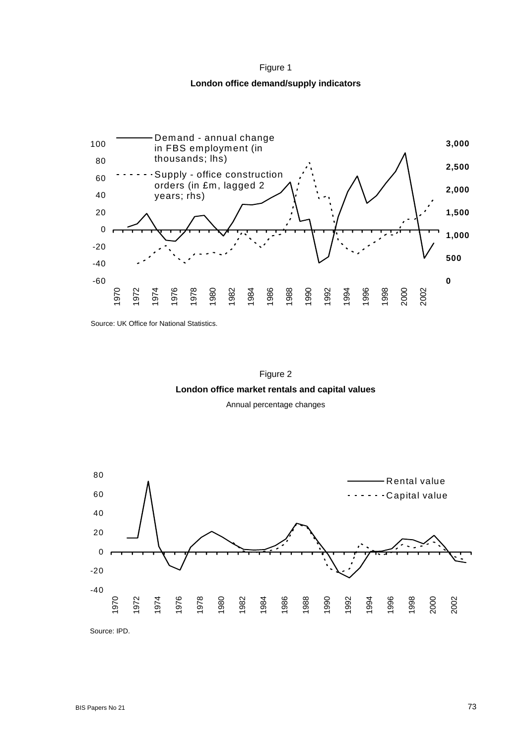Figure 1

**London office demand/supply indicators**

Source: UK Office for National Statistics.

Figure 2

**London office market rentals and capital values**

Annual percentage changes

Source: IPD.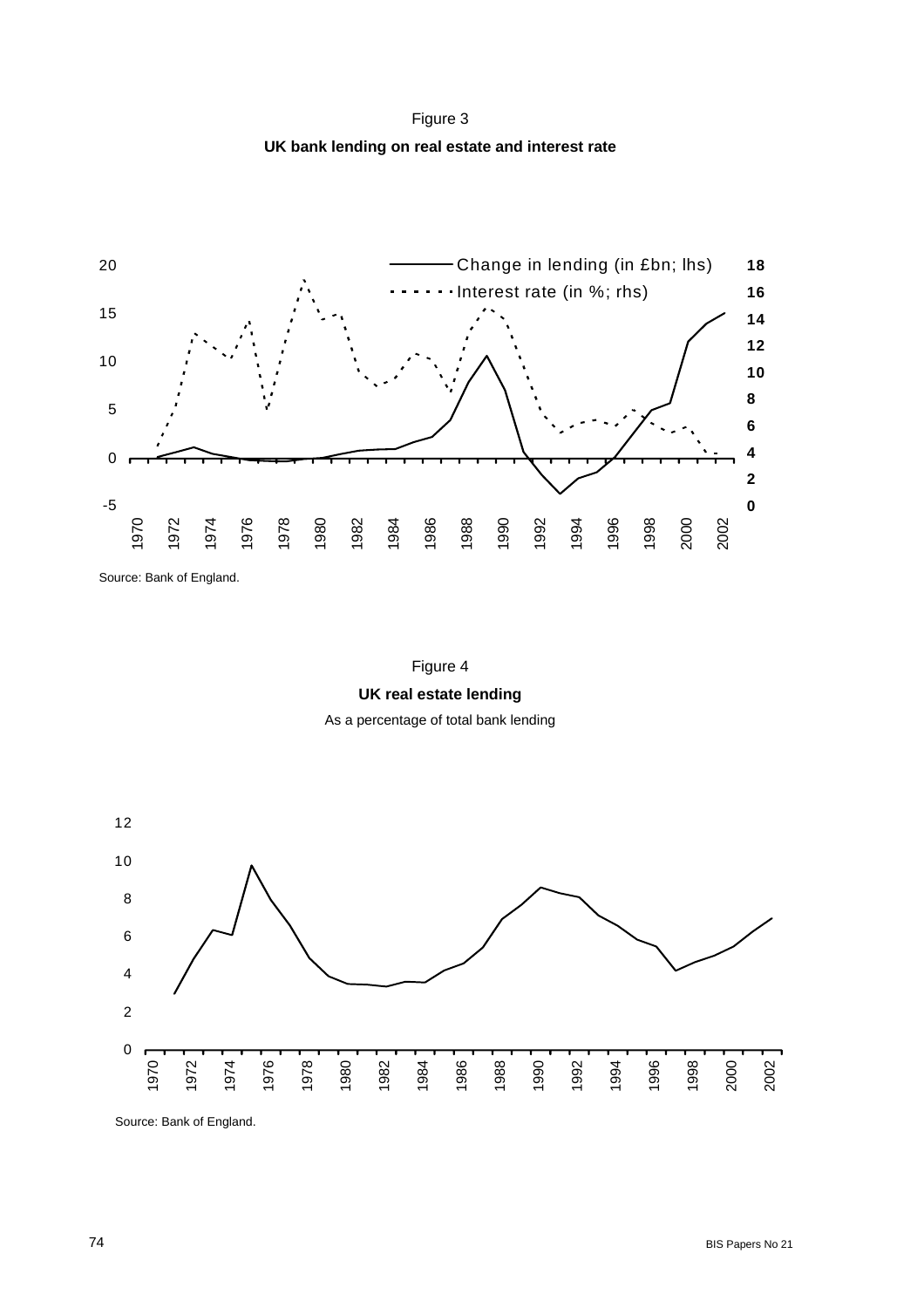Figure 3

**UK bank lending on real estate and interest rate**

Source: Bank of England.

Figure 4

**UK real estate lending**

As a percentage of total bank lending

Source: Bank of England.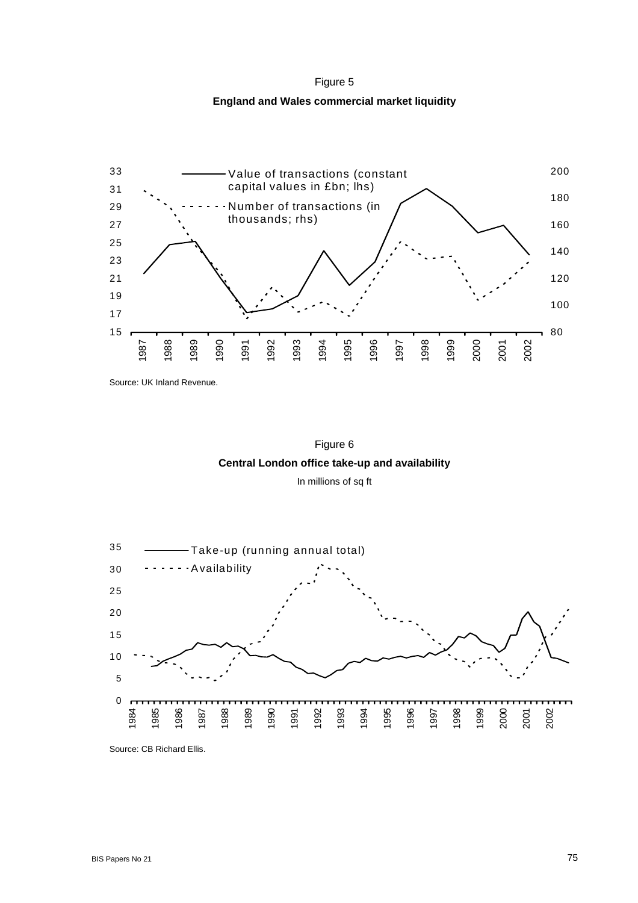Figure 5

**England and Wales commercial market liquidity**

Source: UK Inland Revenue.

Figure 6

**Central London office take-up and availability**

In millions of sq ft

Source: CB Richard Ellis.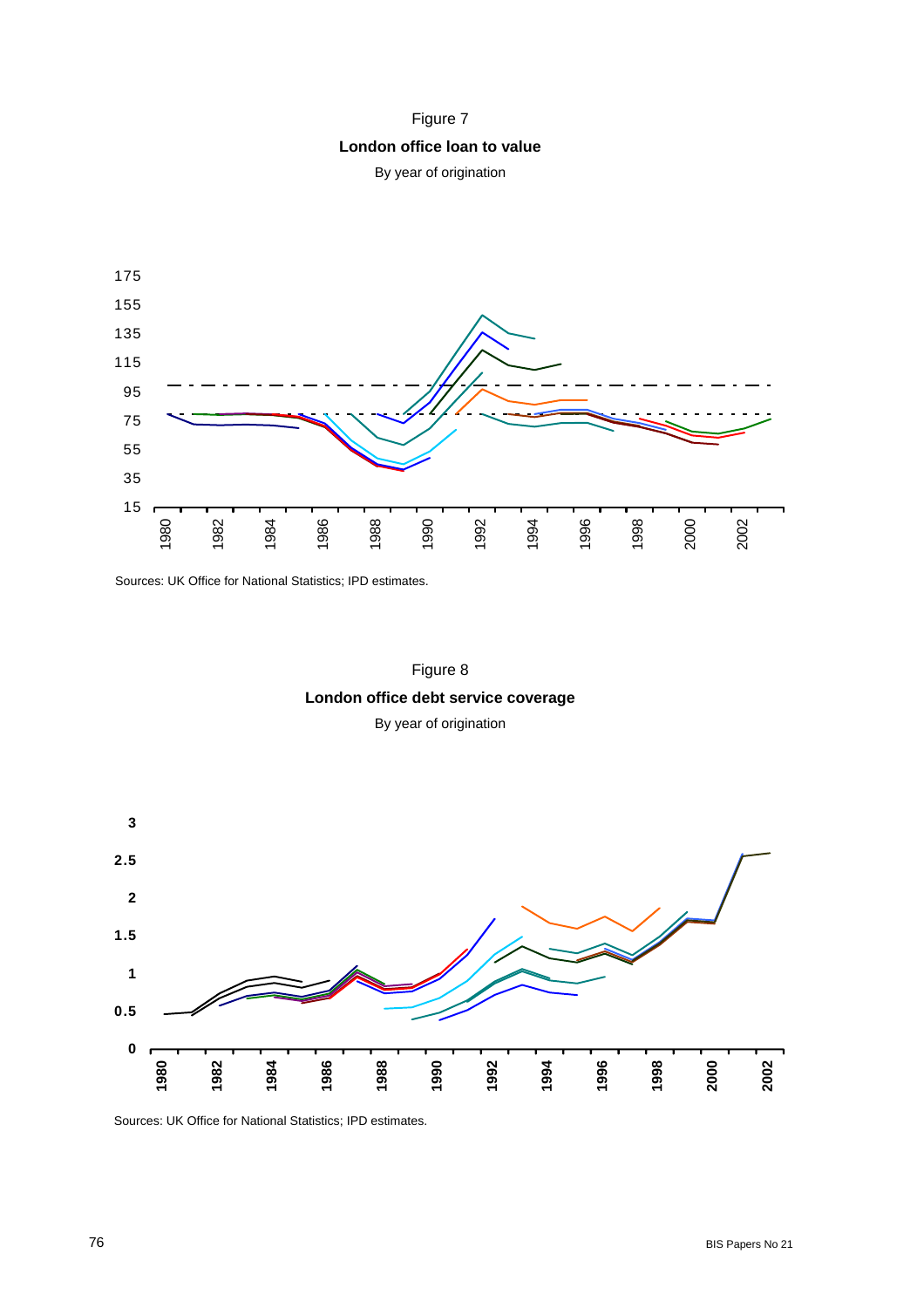Figure 7

**London office loan to value**

By year of origination

Sources: UK Office for National Statistics; IPD estimates.

Figure 8

**London office debt service coverage**

By year of origination

Sources: UK Office for National Statistics; IPD estimates.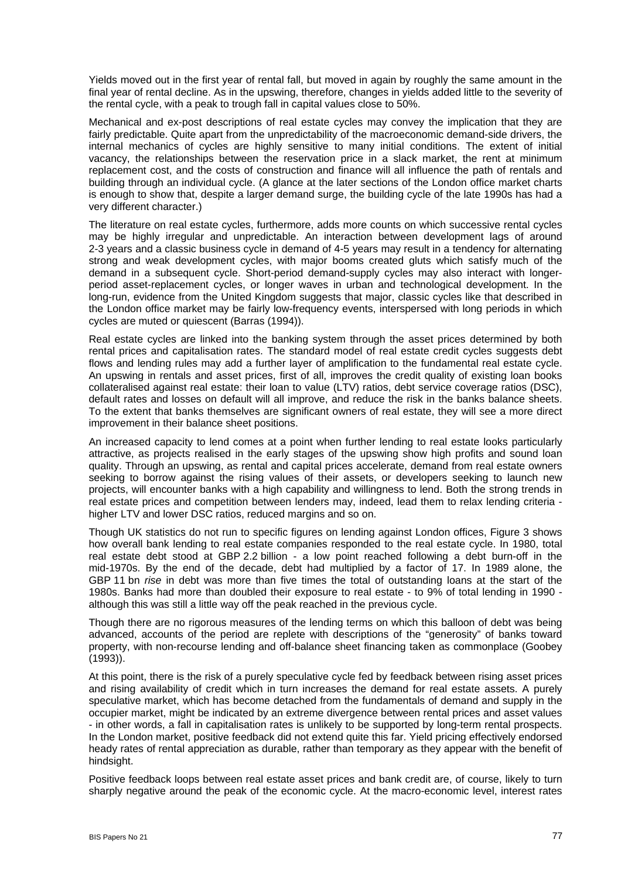Yields moved out in the first year of rental fall, but moved in again by roughly the same amount in the final year of rental decline. As in the upswing, therefore, changes in yields added little to the severity of the rental cycle, with a peak to trough fall in capital values close to 50%.

Mechanical and ex-post descriptions of real estate cycles may convey the implication that they are fairly predictable. Quite apart from the unpredictability of the macroeconomic demand-side drivers, the internal mechanics of cycles are highly sensitive to many initial conditions. The extent of initial vacancy, the relationships between the reservation price in a slack market, the rent at minimum replacement cost, and the costs of construction and finance will all influence the path of rentals and building through an individual cycle. (A glance at the later sections of the London office market charts is enough to show that, despite a larger demand surge, the building cycle of the late 1990s has had a very different character.)

The literature on real estate cycles, furthermore, adds more counts on which successive rental cycles may be highly irregular and unpredictable. An interaction between development lags of around 2-3 years and a classic business cycle in demand of 4-5 years may result in a tendency for alternating strong and weak development cycles, with major booms created gluts which satisfy much of the demand in a subsequent cycle. Short-period demand-supply cycles may also interact with longer-period asset-replacement cycles, or longer waves in urban and technological development. In the long-run, evidence from the United Kingdom suggests that major, classic cycles like that described in the London office market may be fairly low-frequency events, interspersed with long periods in which cycles are muted or quiescent (Barras (1994)).

Real estate cycles are linked into the banking system through the asset prices determined by both rental prices and capitalisation rates. The standard model of real estate credit cycles suggests debt flows and lending rules may add a further layer of amplification to the fundamental real estate cycle. An upswing in rentals and asset prices, first of all, improves the credit quality of existing loan books collateralised against real estate: their loan to value (LTV) ratios, debt service coverage ratios (DSC), default rates and losses on default will all improve, and reduce the risk in the banks balance sheets. To the extent that banks themselves are significant owners of real estate, they will see a more direct improvement in their balance sheet positions.

An increased capacity to lend comes at a point when further lending to real estate looks particularly attractive, as projects realised in the early stages of the upswing show high profits and sound loan quality. Through an upswing, as rental and capital prices accelerate, demand from real estate owners seeking to borrow against the rising values of their assets, or developers seeking to launch new projects, will encounter banks with a high capability and willingness to lend. Both the strong trends in real estate prices and competition between lenders may, indeed, lead them to relax lending criteria - higher LTV and lower DSC ratios, reduced margins and so on.

Though UK statistics do not run to specific figures on lending against London offices, Figure 3 shows how overall bank lending to real estate companies responded to the real estate cycle. In 1980, total real estate debt stood at GBP 2.2 billion - a low point reached following a debt burn-off in the mid-1970s. By the end of the decade, debt had multiplied by a factor of 17. In 1989 alone, the GBP 11 bn *rise* in debt was more than five times the total of outstanding loans at the start of the 1980s. Banks had more than doubled their exposure to real estate - to 9% of total lending in 1990 - although this was still a little way off the peak reached in the previous cycle.

Though there are no rigorous measures of the lending terms on which this balloon of debt was being advanced, accounts of the period are replete with descriptions of the "generosity" of banks toward property, with non-recourse lending and off-balance sheet financing taken as commonplace (Goobey (1993)).

At this point, there is the risk of a purely speculative cycle fed by feedback between rising asset prices and rising availability of credit which in turn increases the demand for real estate assets. A purely speculative market, which has become detached from the fundamentals of demand and supply in the occupier market, might be indicated by an extreme divergence between rental prices and asset values - in other words, a fall in capitalisation rates is unlikely to be supported by long-term rental prospects. In the London market, positive feedback did not extend quite this far. Yield pricing effectively endorsed heady rates of rental appreciation as durable, rather than temporary as they appear with the benefit of hindsight.

Positive feedback loops between real estate asset prices and bank credit are, of course, likely to turn sharply negative around the peak of the economic cycle. At the macro-economic level, interest rates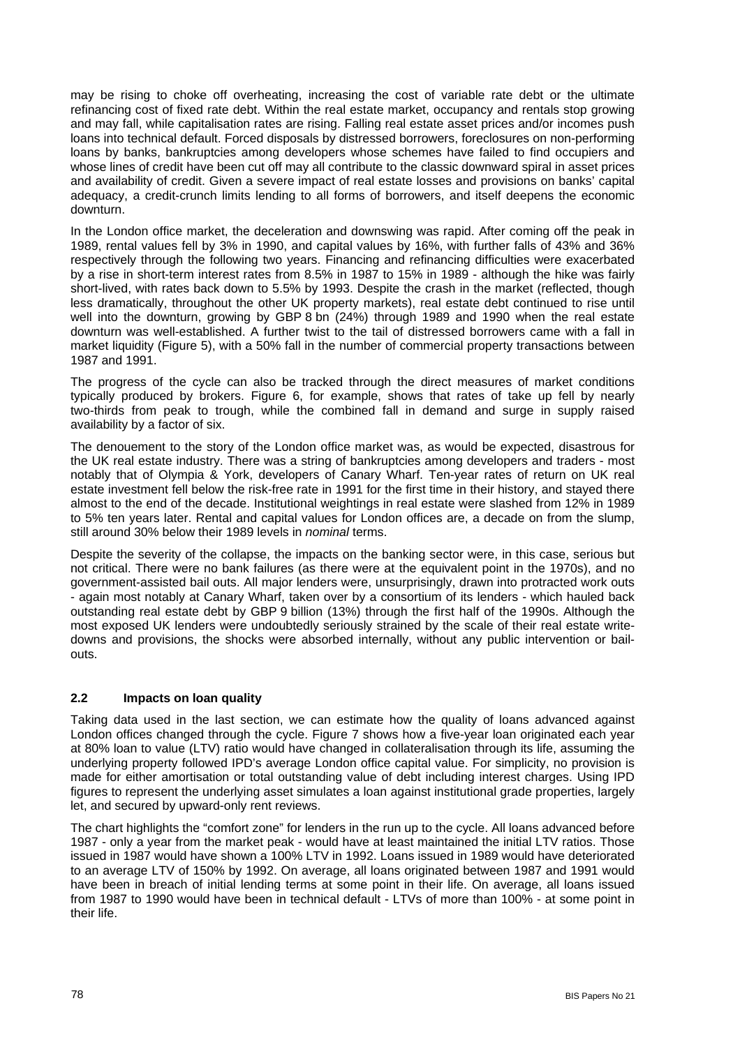may be rising to choke off overheating, increasing the cost of variable rate debt or the ultimate refinancing cost of fixed rate debt. Within the real estate market, occupancy and rentals stop growing and may fall, while capitalisation rates are rising. Falling real estate asset prices and/or incomes push loans into technical default. Forced disposals by distressed borrowers, foreclosures on non-performing loans by banks, bankruptcies among developers whose schemes have failed to find occupiers and whose lines of credit have been cut off may all contribute to the classic downward spiral in asset prices and availability of credit. Given a severe impact of real estate losses and provisions on banks' capital adequacy, a credit-crunch limits lending to all forms of borrowers, and itself deepens the economic downturn.

In the London office market, the deceleration and downswing was rapid. After coming off the peak in 1989, rental values fell by 3% in 1990, and capital values by 16%, with further falls of 43% and 36% respectively through the following two years. Financing and refinancing difficulties were exacerbated by a rise in short-term interest rates from 8.5% in 1987 to 15% in 1989 - although the hike was fairly short-lived, with rates back down to 5.5% by 1993. Despite the crash in the market (reflected, though less dramatically, throughout the other UK property markets), real estate debt continued to rise until well into the downturn, growing by GBP 8 bn (24%) through 1989 and 1990 when the real estate downturn was well-established. A further twist to the tail of distressed borrowers came with a fall in market liquidity (Figure 5), with a 50% fall in the number of commercial property transactions between 1987 and 1991.

The progress of the cycle can also be tracked through the direct measures of market conditions typically produced by brokers. Figure 6, for example, shows that rates of take up fell by nearly two-thirds from peak to trough, while the combined fall in demand and surge in supply raised availability by a factor of six.

The denouement to the story of the London office market was, as would be expected, disastrous for the UK real estate industry. There was a string of bankruptcies among developers and traders - most notably that of Olympia & York, developers of Canary Wharf. Ten-year rates of return on UK real estate investment fell below the risk-free rate in 1991 for the first time in their history, and stayed there almost to the end of the decade. Institutional weightings in real estate were slashed from 12% in 1989 to 5% ten years later. Rental and capital values for London offices are, a decade on from the slump, still around 30% below their 1989 levels in *nominal* terms.

Despite the severity of the collapse, the impacts on the banking sector were, in this case, serious but not critical. There were no bank failures (as there were at the equivalent point in the 1970s), and no government-assisted bail outs. All major lenders were, unsurprisingly, drawn into protracted work outs - again most notably at Canary Wharf, taken over by a consortium of its lenders - which hauled back outstanding real estate debt by GBP 9 billion (13%) through the first half of the 1990s. Although the most exposed UK lenders were undoubtedly seriously strained by the scale of their real estate write-downs and provisions, the shocks were absorbed internally, without any public intervention or bail-outs.

## 2.2 Impacts on loan quality

Taking data used in the last section, we can estimate how the quality of loans advanced against London offices changed through the cycle. Figure 7 shows how a five-year loan originated each year at 80% loan to value (LTV) ratio would have changed in collateralisation through its life, assuming the underlying property followed IPD's average London office capital value. For simplicity, no provision is made for either amortisation or total outstanding value of debt including interest charges. Using IPD figures to represent the underlying asset simulates a loan against institutional grade properties, largely let, and secured by upward-only rent reviews.

The chart highlights the "comfort zone" for lenders in the run up to the cycle. All loans advanced before 1987 - only a year from the market peak - would have at least maintained the initial LTV ratios. Those issued in 1987 would have shown a 100% LTV in 1992. Loans issued in 1989 would have deteriorated to an average LTV of 150% by 1992. On average, all loans originated between 1987 and 1991 would have been in breach of initial lending terms at some point in their life. On average, all loans issued from 1987 to 1990 would have been in technical default - LTVs of more than 100% - at some point in their life.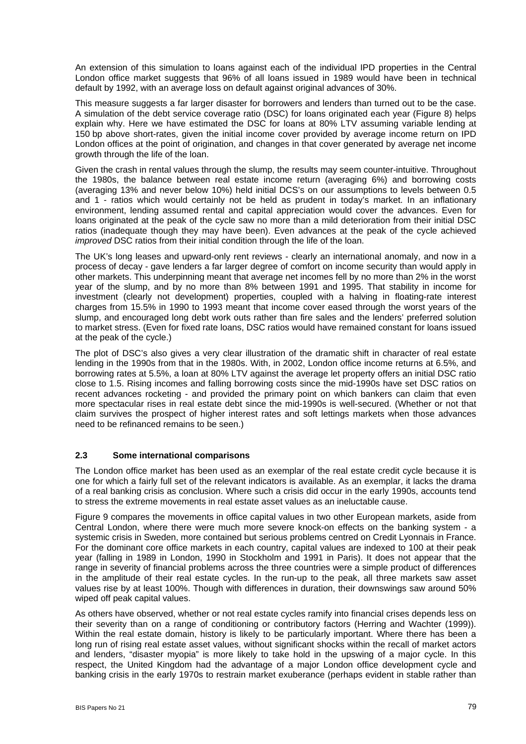An extension of this simulation to loans against each of the individual IPD properties in the Central London office market suggests that 96% of all loans issued in 1989 would have been in technical default by 1992, with an average loss on default against original advances of 30%.

This measure suggests a far larger disaster for borrowers and lenders than turned out to be the case. A simulation of the debt service coverage ratio (DSC) for loans originated each year (Figure 8) helps explain why. Here we have estimated the DSC for loans at 80% LTV assuming variable lending at 150 bp above short-rates, given the initial income cover provided by average income return on IPD London offices at the point of origination, and changes in that cover generated by average net income growth through the life of the loan.

Given the crash in rental values through the slump, the results may seem counter-intuitive. Throughout the 1980s, the balance between real estate income return (averaging 6%) and borrowing costs (averaging 13% and never below 10%) held initial DCS's on our assumptions to levels between 0.5 and 1 - ratios which would certainly not be held as prudent in today's market. In an inflationary environment, lending assumed rental and capital appreciation would cover the advances. Even for loans originated at the peak of the cycle saw no more than a mild deterioration from their initial DSC ratios (inadequate though they may have been). Even advances at the peak of the cycle achieved *improved* DSC ratios from their initial condition through the life of the loan.

The UK's long leases and upward-only rent reviews - clearly an international anomaly, and now in a process of decay - gave lenders a far larger degree of comfort on income security than would apply in other markets. This underpinning meant that average net incomes fell by no more than 2% in the worst year of the slump, and by no more than 8% between 1991 and 1995. That stability in income for investment (clearly not development) properties, coupled with a halving in floating-rate interest charges from 15.5% in 1990 to 1993 meant that income cover eased through the worst years of the slump, and encouraged long debt work outs rather than fire sales and the lenders' preferred solution to market stress. (Even for fixed rate loans, DSC ratios would have remained constant for loans issued at the peak of the cycle.)

The plot of DSC's also gives a very clear illustration of the dramatic shift in character of real estate lending in the 1990s from that in the 1980s. With, in 2002, London office income returns at 6.5%, and borrowing rates at 5.5%, a loan at 80% LTV against the average let property offers an initial DSC ratio close to 1.5. Rising incomes and falling borrowing costs since the mid-1990s have set DSC ratios on recent advances rocketing - and provided the primary point on which bankers can claim that even more spectacular rises in real estate debt since the mid-1990s is well-secured. (Whether or not that claim survives the prospect of higher interest rates and soft lettings markets when those advances need to be refinanced remains to be seen.)

### 2.3 Some international comparisons

The London office market has been used as an exemplar of the real estate credit cycle because it is one for which a fairly full set of the relevant indicators is available. As an exemplar, it lacks the drama of a real banking crisis as conclusion. Where such a crisis did occur in the early 1990s, accounts tend to stress the extreme movements in real estate asset values as an ineluctable cause.

Figure 9 compares the movements in office capital values in two other European markets, aside from Central London, where there were much more severe knock-on effects on the banking system - a systemic crisis in Sweden, more contained but serious problems centred on Credit Lyonnais in France. For the dominant core office markets in each country, capital values are indexed to 100 at their peak year (falling in 1989 in London, 1990 in Stockholm and 1991 in Paris). It does not appear that the range in severity of financial problems across the three countries were a simple product of differences in the amplitude of their real estate cycles. In the run-up to the peak, all three markets saw asset values rise by at least 100%. Though with differences in duration, their downswings saw around 50% wiped off peak capital values.

As others have observed, whether or not real estate cycles ramify into financial crises depends less on their severity than on a range of conditioning or contributory factors (Herring and Wachter (1999)). Within the real estate domain, history is likely to be particularly important. Where there has been a long run of rising real estate asset values, without significant shocks within the recall of market actors and lenders, "disaster myopia" is more likely to take hold in the upswing of a major cycle. In this respect, the United Kingdom had the advantage of a major London office development cycle and banking crisis in the early 1970s to restrain market exuberance (perhaps evident in stable rather than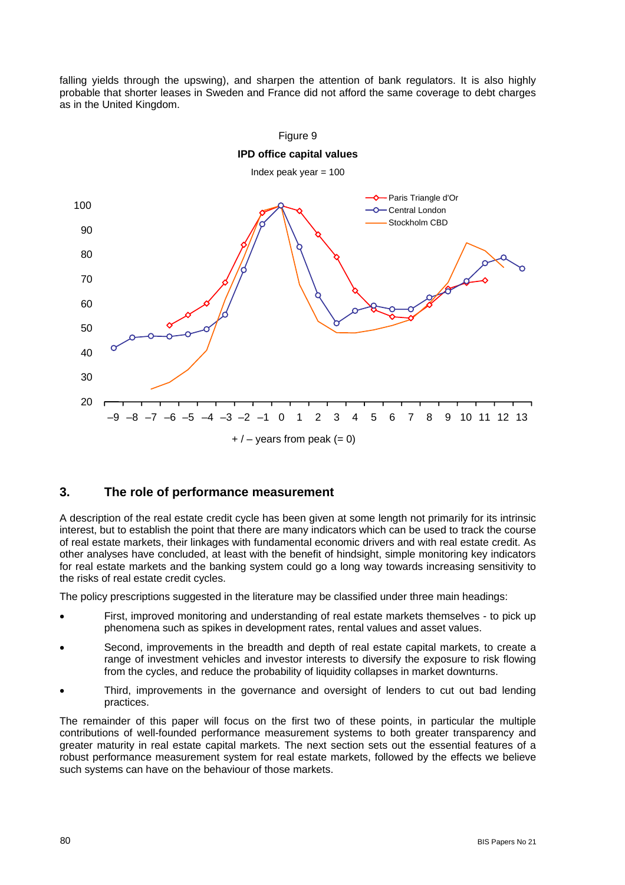falling yields through the upswing), and sharpen the attention of bank regulators. It is also highly probable that shorter leases in Sweden and France did not afford the same coverage to debt charges as in the United Kingdom.

Figure 9

**IPD office capital values**

Index peak year = 100

## 3. The role of performance measurement

A description of the real estate credit cycle has been given at some length not primarily for its intrinsic interest, but to establish the point that there are many indicators which can be used to track the course of real estate markets, their linkages with fundamental economic drivers and with real estate credit. As other analyses have concluded, at least with the benefit of hindsight, simple monitoring key indicators for real estate markets and the banking system could go a long way towards increasing sensitivity to the risks of real estate credit cycles.

The policy prescriptions suggested in the literature may be classified under three main headings:

- First, improved monitoring and understanding of real estate markets themselves - to pick up phenomena such as spikes in development rates, rental values and asset values.
- Second, improvements in the breadth and depth of real estate capital markets, to create a range of investment vehicles and investor interests to diversify the exposure to risk flowing from the cycles, and reduce the probability of liquidity collapses in market downturns.
- Third, improvements in the governance and oversight of lenders to cut out bad lending practices.

The remainder of this paper will focus on the first two of these points, in particular the multiple contributions of well-founded performance measurement systems to both greater transparency and greater maturity in real estate capital markets. The next section sets out the essential features of a robust performance measurement system for real estate markets, followed by the effects we believe such systems can have on the behaviour of those markets.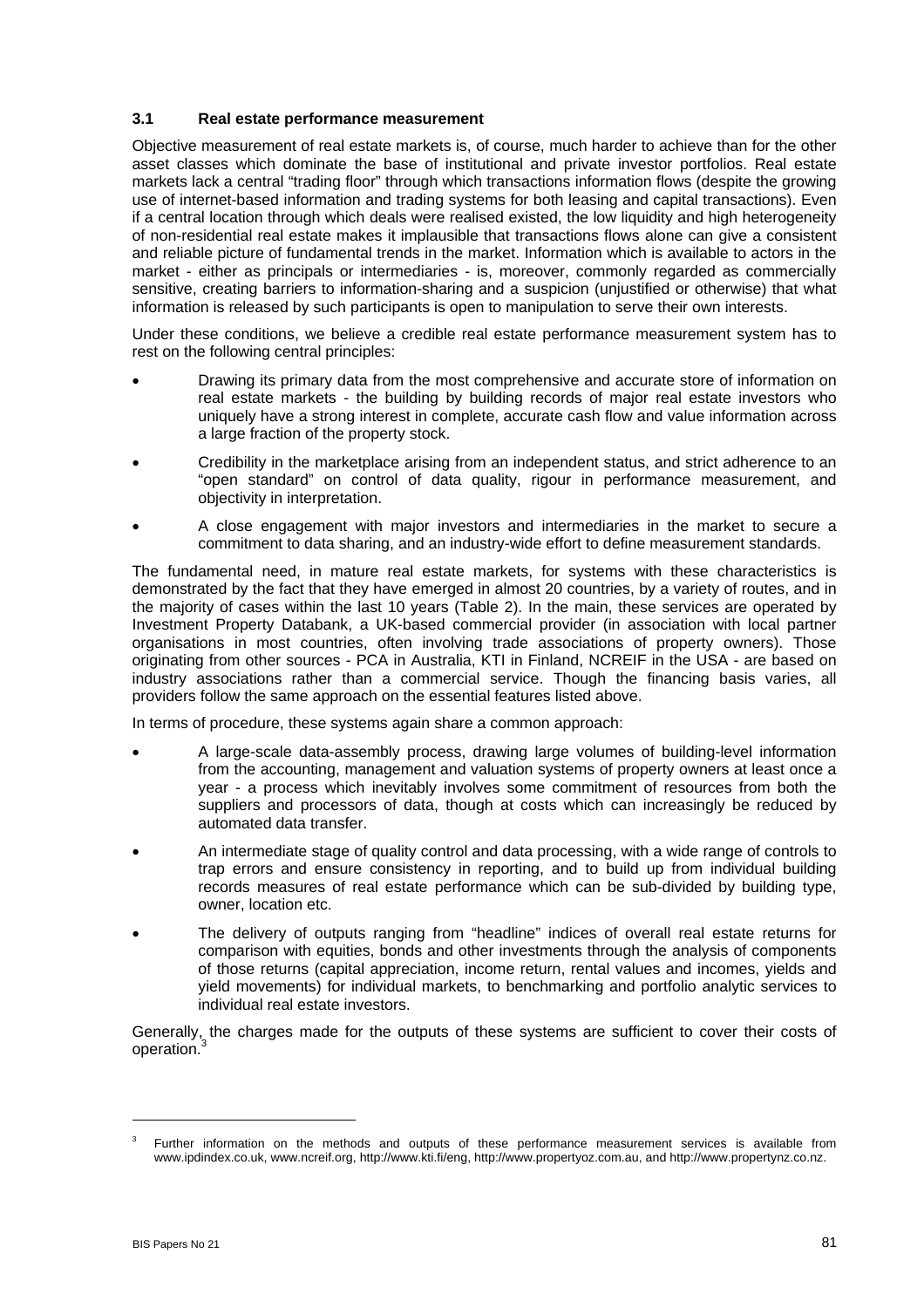### 3.1 Real estate performance measurement

Objective measurement of real estate markets is, of course, much harder to achieve than for the other asset classes which dominate the base of institutional and private investor portfolios. Real estate markets lack a central "trading floor" through which transactions information flows (despite the growing use of internet-based information and trading systems for both leasing and capital transactions). Even if a central location through which deals were realised existed, the low liquidity and high heterogeneity of non-residential real estate makes it implausible that transactions flows alone can give a consistent and reliable picture of fundamental trends in the market. Information which is available to actors in the market - either as principals or intermediaries - is, moreover, commonly regarded as commercially sensitive, creating barriers to information-sharing and a suspicion (unjustified or otherwise) that what information is released by such participants is open to manipulation to serve their own interests.

Under these conditions, we believe a credible real estate performance measurement system has to rest on the following central principles:

- Drawing its primary data from the most comprehensive and accurate store of information on real estate markets - the building by building records of major real estate investors who uniquely have a strong interest in complete, accurate cash flow and value information across a large fraction of the property stock.
- Credibility in the marketplace arising from an independent status, and strict adherence to an "open standard" on control of data quality, rigour in performance measurement, and objectivity in interpretation.
- A close engagement with major investors and intermediaries in the market to secure a commitment to data sharing, and an industry-wide effort to define measurement standards.

The fundamental need, in mature real estate markets, for systems with these characteristics is demonstrated by the fact that they have emerged in almost 20 countries, by a variety of routes, and in the majority of cases within the last 10 years (Table 2). In the main, these services are operated by Investment Property Databank, a UK-based commercial provider (in association with local partner organisations in most countries, often involving trade associations of property owners). Those originating from other sources - PCA in Australia, KTI in Finland, NCREIF in the USA - are based on industry associations rather than a commercial service. Though the financing basis varies, all providers follow the same approach on the essential features listed above.

In terms of procedure, these systems again share a common approach:

- A large-scale data-assembly process, drawing large volumes of building-level information from the accounting, management and valuation systems of property owners at least once a year - a process which inevitably involves some commitment of resources from both the suppliers and processors of data, though at costs which can increasingly be reduced by automated data transfer.
- An intermediate stage of quality control and data processing, with a wide range of controls to trap errors and ensure consistency in reporting, and to build up from individual building records measures of real estate performance which can be sub-divided by building type, owner, location etc.
- The delivery of outputs ranging from "headline" indices of overall real estate returns for comparison with equities, bonds and other investments through the analysis of components of those returns (capital appreciation, income return, rental values and incomes, yields and yield movements) for individual markets, to benchmarking and portfolio analytic services to individual real estate investors.

Generally, the charges made for the outputs of these systems are sufficient to cover their costs of operation.[3]

---

[3] Further information on the methods and outputs of these performance measurement services is available from www.ipdindex.co.uk, www.ncreif.org, http://www.kti.fi/eng, http://www.propertyoz.com.au, and http://www.propertynz.co.nz.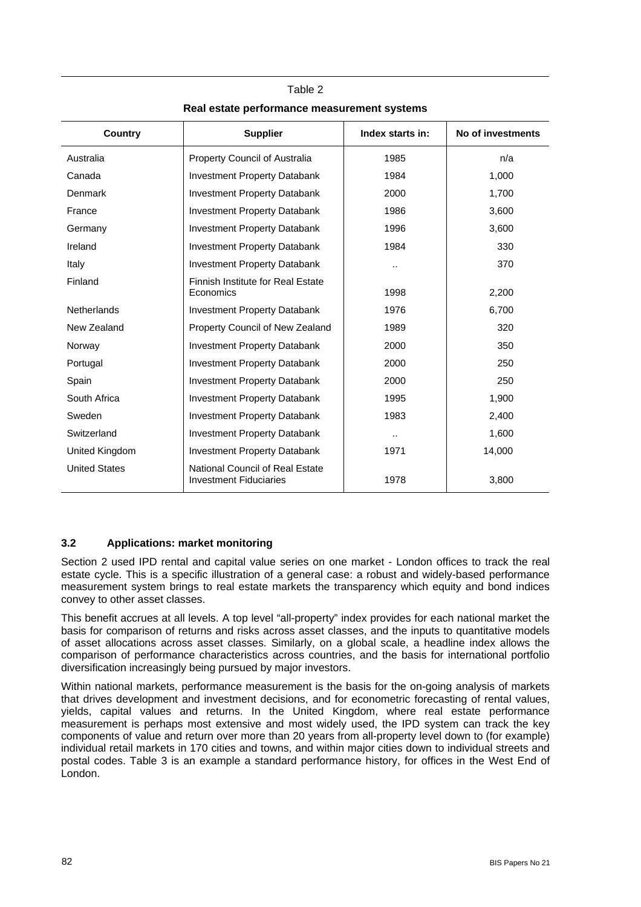Table 2

**Real estate performance measurement systems**

| Country | Supplier | Index starts in: | No of investments |
|---|---|---|---|
| Australia | Property Council of Australia | 1985 | n/a |
| Canada | Investment Property Databank | 1984 | 1,000 |
| Denmark | Investment Property Databank | 2000 | 1,700 |
| France | Investment Property Databank | 1986 | 3,600 |
| Germany | Investment Property Databank | 1996 | 3,600 |
| Ireland | Investment Property Databank | 1984 | 330 |
| Italy | Investment Property Databank | .. | 370 |
| Finland | Finnish Institute for Real Estate Economics | 1998 | 2,200 |
| Netherlands | Investment Property Databank | 1976 | 6,700 |
| New Zealand | Property Council of New Zealand | 1989 | 320 |
| Norway | Investment Property Databank | 2000 | 350 |
| Portugal | Investment Property Databank | 2000 | 250 |
| Spain | Investment Property Databank | 2000 | 250 |
| South Africa | Investment Property Databank | 1995 | 1,900 |
| Sweden | Investment Property Databank | 1983 | 2,400 |
| Switzerland | Investment Property Databank | .. | 1,600 |
| United Kingdom | Investment Property Databank | 1971 | 14,000 |
| United States | National Council of Real Estate Investment Fiduciaries | 1978 | 3,800 |

### 3.2 Applications: market monitoring

Section 2 used IPD rental and capital value series on one market - London offices to track the real estate cycle. This is a specific illustration of a general case: a robust and widely-based performance measurement system brings to real estate markets the transparency which equity and bond indices convey to other asset classes.

This benefit accrues at all levels. A top level "all-property" index provides for each national market the basis for comparison of returns and risks across asset classes, and the inputs to quantitative models of asset allocations across asset classes. Similarly, on a global scale, a headline index allows the comparison of performance characteristics across countries, and the basis for international portfolio diversification increasingly being pursued by major investors.

Within national markets, performance measurement is the basis for the on-going analysis of markets that drives development and investment decisions, and for econometric forecasting of rental values, yields, capital values and returns. In the United Kingdom, where real estate performance measurement is perhaps most extensive and most widely used, the IPD system can track the key components of value and return over more than 20 years from all-property level down to (for example) individual retail markets in 170 cities and towns, and within major cities down to individual streets and postal codes. Table 3 is an example a standard performance history, for offices in the West End of London.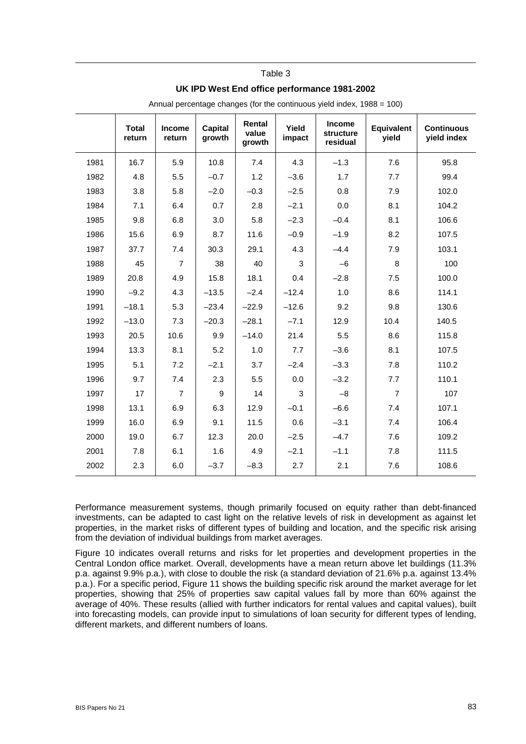Table 3

**UK IPD West End office performance 1981-2002**

Annual percentage changes (for the continuous yield index, 1988 = 100)

| | Total return | Income return | Capital growth | Rental value growth | Yield impact | Income structure residual | Equivalent yield | Continuous yield index |
|---|---|---|---|---|---|---|---|---|
| 1981 | 16.7 | 5.9 | 10.8 | 7.4 | 4.3 | –1.3 | 7.6 | 95.8 |
| 1982 | 4.8 | 5.5 | –0.7 | 1.2 | –3.6 | 1.7 | 7.7 | 99.4 |
| 1983 | 3.8 | 5.8 | –2.0 | –0.3 | –2.5 | 0.8 | 7.9 | 102.0 |
| 1984 | 7.1 | 6.4 | 0.7 | 2.8 | –2.1 | 0.0 | 8.1 | 104.2 |
| 1985 | 9.8 | 6.8 | 3.0 | 5.8 | –2.3 | –0.4 | 8.1 | 106.6 |
| 1986 | 15.6 | 6.9 | 8.7 | 11.6 | –0.9 | –1.9 | 8.2 | 107.5 |
| 1987 | 37.7 | 7.4 | 30.3 | 29.1 | 4.3 | –4.4 | 7.9 | 103.1 |
| 1988 | 45 | 7 | 38 | 40 | 3 | –6 | 8 | 100 |
| 1989 | 20.8 | 4.9 | 15.8 | 18.1 | 0.4 | –2.8 | 7.5 | 100.0 |
| 1990 | –9.2 | 4.3 | –13.5 | –2.4 | –12.4 | 1.0 | 8.6 | 114.1 |
| 1991 | –18.1 | 5.3 | –23.4 | –22.9 | –12.6 | 9.2 | 9.8 | 130.6 |
| 1992 | –13.0 | 7.3 | –20.3 | –28.1 | –7.1 | 12.9 | 10.4 | 140.5 |
| 1993 | 20.5 | 10.6 | 9.9 | –14.0 | 21.4 | 5.5 | 8.6 | 115.8 |
| 1994 | 13.3 | 8.1 | 5.2 | 1.0 | 7.7 | –3.6 | 8.1 | 107.5 |
| 1995 | 5.1 | 7.2 | –2.1 | 3.7 | –2.4 | –3.3 | 7.8 | 110.2 |
| 1996 | 9.7 | 7.4 | 2.3 | 5.5 | 0.0 | –3.2 | 7.7 | 110.1 |
| 1997 | 17 | 7 | 9 | 14 | 3 | –8 | 7 | 107 |
| 1998 | 13.1 | 6.9 | 6.3 | 12.9 | –0.1 | –6.6 | 7.4 | 107.1 |
| 1999 | 16.0 | 6.9 | 9.1 | 11.5 | 0.6 | –3.1 | 7.4 | 106.4 |
| 2000 | 19.0 | 6.7 | 12.3 | 20.0 | –2.5 | –4.7 | 7.6 | 109.2 |
| 2001 | 7.8 | 6.1 | 1.6 | 4.9 | –2.1 | –1.1 | 7.8 | 111.5 |
| 2002 | 2.3 | 6.0 | –3.7 | –8.3 | 2.7 | 2.1 | 7.6 | 108.6 |

Performance measurement systems, though primarily focused on equity rather than debt-financed investments, can be adapted to cast light on the relative levels of risk in development as against let properties, in the market risks of different types of building and location, and the specific risk arising from the deviation of individual buildings from market averages.

Figure 10 indicates overall returns and risks for let properties and development properties in the Central London office market. Overall, developments have a mean return above let buildings (11.3% p.a. against 9.9% p.a.), with close to double the risk (a standard deviation of 21.6% p.a. against 13.4% p.a.). For a specific period, Figure 11 shows the building specific risk around the market average for let properties, showing that 25% of properties saw capital values fall by more than 60% against the average of 40%. These results (allied with further indicators for rental values and capital values), built into forecasting models, can provide input to simulations of loan security for different types of lending, different markets, and different numbers of loans.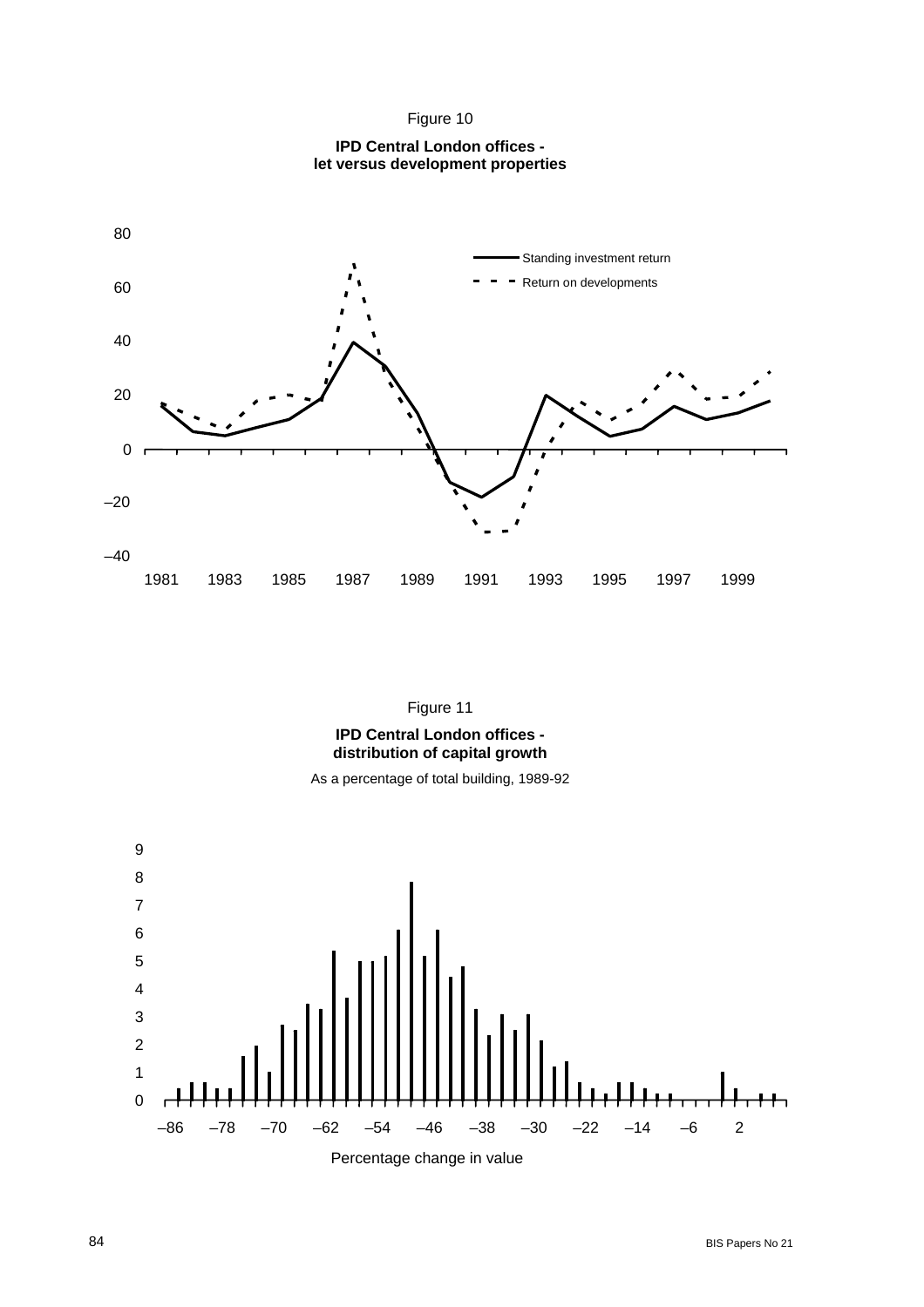Figure 10

**IPD Central London offices - let versus development properties**

Figure 11

**IPD Central London offices - distribution of capital growth**

As a percentage of total building, 1989-92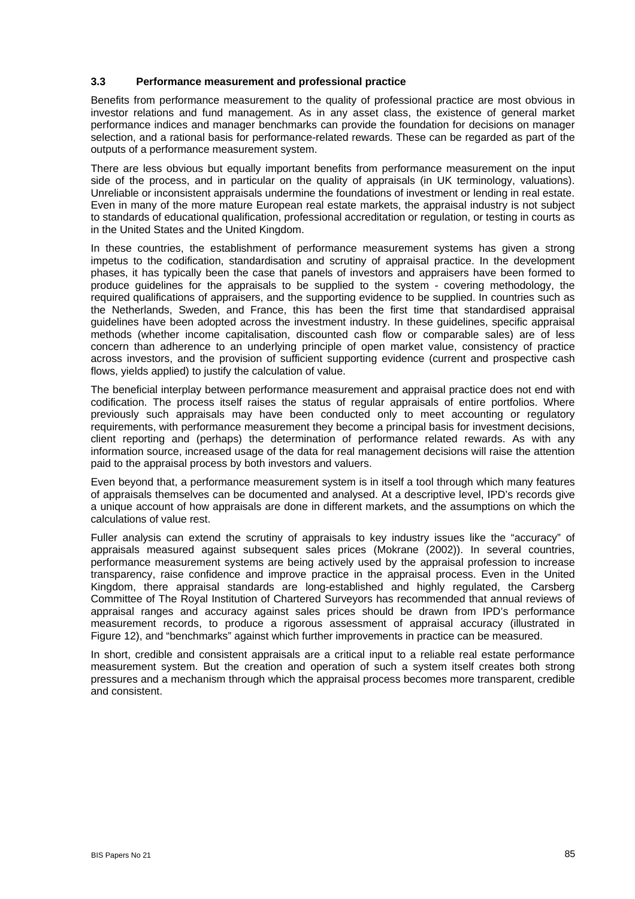### 3.3 Performance measurement and professional practice

Benefits from performance measurement to the quality of professional practice are most obvious in investor relations and fund management. As in any asset class, the existence of general market performance indices and manager benchmarks can provide the foundation for decisions on manager selection, and a rational basis for performance-related rewards. These can be regarded as part of the outputs of a performance measurement system.

There are less obvious but equally important benefits from performance measurement on the input side of the process, and in particular on the quality of appraisals (in UK terminology, valuations). Unreliable or inconsistent appraisals undermine the foundations of investment or lending in real estate. Even in many of the more mature European real estate markets, the appraisal industry is not subject to standards of educational qualification, professional accreditation or regulation, or testing in courts as in the United States and the United Kingdom.

In these countries, the establishment of performance measurement systems has given a strong impetus to the codification, standardisation and scrutiny of appraisal practice. In the development phases, it has typically been the case that panels of investors and appraisers have been formed to produce guidelines for the appraisals to be supplied to the system - covering methodology, the required qualifications of appraisers, and the supporting evidence to be supplied. In countries such as the Netherlands, Sweden, and France, this has been the first time that standardised appraisal guidelines have been adopted across the investment industry. In these guidelines, specific appraisal methods (whether income capitalisation, discounted cash flow or comparable sales) are of less concern than adherence to an underlying principle of open market value, consistency of practice across investors, and the provision of sufficient supporting evidence (current and prospective cash flows, yields applied) to justify the calculation of value.

The beneficial interplay between performance measurement and appraisal practice does not end with codification. The process itself raises the status of regular appraisals of entire portfolios. Where previously such appraisals may have been conducted only to meet accounting or regulatory requirements, with performance measurement they become a principal basis for investment decisions, client reporting and (perhaps) the determination of performance related rewards. As with any information source, increased usage of the data for real management decisions will raise the attention paid to the appraisal process by both investors and valuers.

Even beyond that, a performance measurement system is in itself a tool through which many features of appraisals themselves can be documented and analysed. At a descriptive level, IPD's records give a unique account of how appraisals are done in different markets, and the assumptions on which the calculations of value rest.

Fuller analysis can extend the scrutiny of appraisals to key industry issues like the "accuracy" of appraisals measured against subsequent sales prices (Mokrane (2002)). In several countries, performance measurement systems are being actively used by the appraisal profession to increase transparency, raise confidence and improve practice in the appraisal process. Even in the United Kingdom, there appraisal standards are long-established and highly regulated, the Carsberg Committee of The Royal Institution of Chartered Surveyors has recommended that annual reviews of appraisal ranges and accuracy against sales prices should be drawn from IPD's performance measurement records, to produce a rigorous assessment of appraisal accuracy (illustrated in Figure 12), and "benchmarks" against which further improvements in practice can be measured.

In short, credible and consistent appraisals are a critical input to a reliable real estate performance measurement system. But the creation and operation of such a system itself creates both strong pressures and a mechanism through which the appraisal process becomes more transparent, credible and consistent.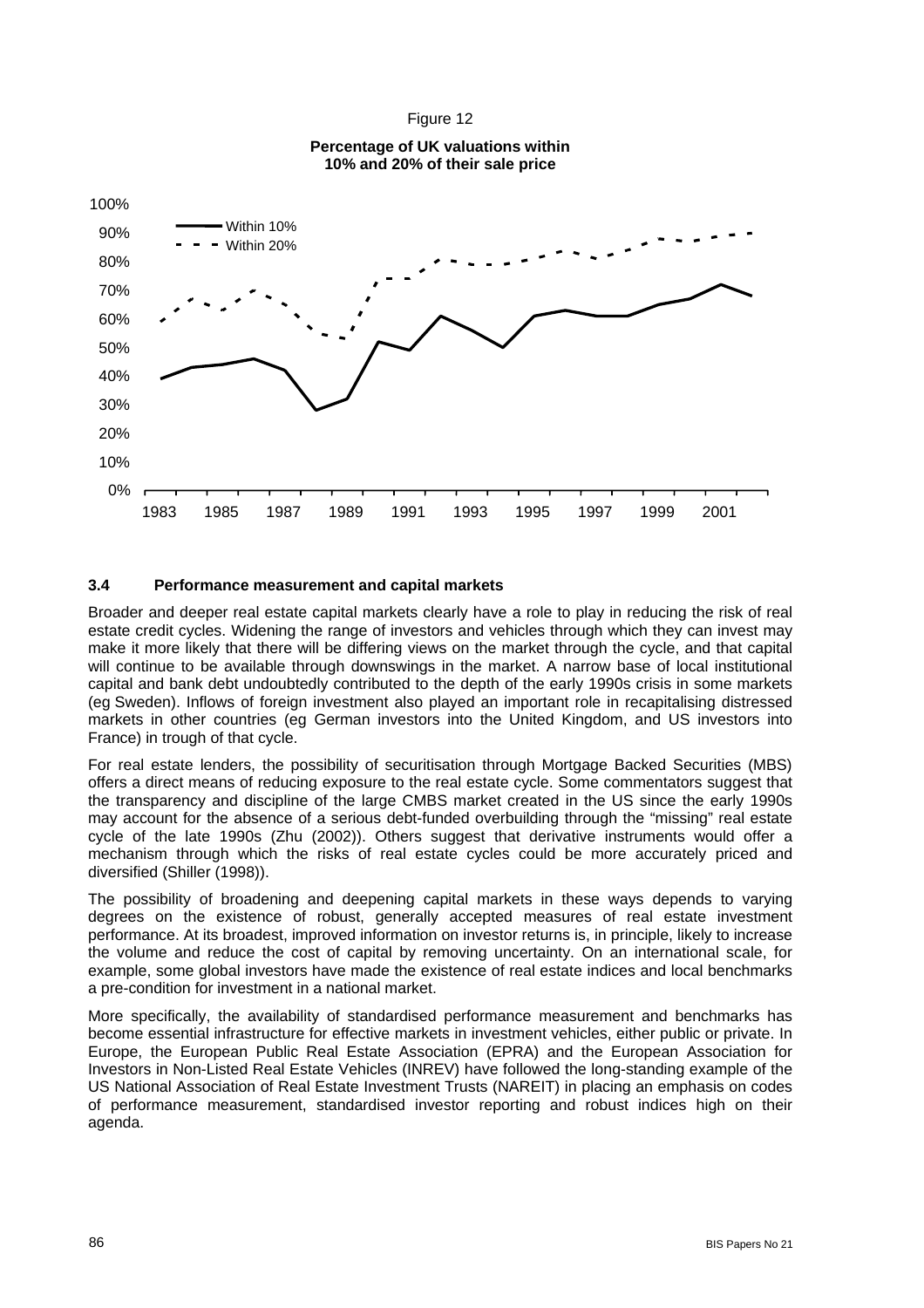Figure 12

**Percentage of UK valuations within 10% and 20% of their sale price**

### 3.4 Performance measurement and capital markets

Broader and deeper real estate capital markets clearly have a role to play in reducing the risk of real estate credit cycles. Widening the range of investors and vehicles through which they can invest may make it more likely that there will be differing views on the market through the cycle, and that capital will continue to be available through downswings in the market. A narrow base of local institutional capital and bank debt undoubtedly contributed to the depth of the early 1990s crisis in some markets (eg Sweden). Inflows of foreign investment also played an important role in recapitalising distressed markets in other countries (eg German investors into the United Kingdom, and US investors into France) in trough of that cycle.

For real estate lenders, the possibility of securitisation through Mortgage Backed Securities (MBS) offers a direct means of reducing exposure to the real estate cycle. Some commentators suggest that the transparency and discipline of the large CMBS market created in the US since the early 1990s may account for the absence of a serious debt-funded overbuilding through the "missing" real estate cycle of the late 1990s (Zhu (2002)). Others suggest that derivative instruments would offer a mechanism through which the risks of real estate cycles could be more accurately priced and diversified (Shiller (1998)).

The possibility of broadening and deepening capital markets in these ways depends to varying degrees on the existence of robust, generally accepted measures of real estate investment performance. At its broadest, improved information on investor returns is, in principle, likely to increase the volume and reduce the cost of capital by removing uncertainty. On an international scale, for example, some global investors have made the existence of real estate indices and local benchmarks a pre-condition for investment in a national market.

More specifically, the availability of standardised performance measurement and benchmarks has become essential infrastructure for effective markets in investment vehicles, either public or private. In Europe, the European Public Real Estate Association (EPRA) and the European Association for Investors in Non-Listed Real Estate Vehicles (INREV) have followed the long-standing example of the US National Association of Real Estate Investment Trusts (NAREIT) in placing an emphasis on codes of performance measurement, standardised investor reporting and robust indices high on their agenda.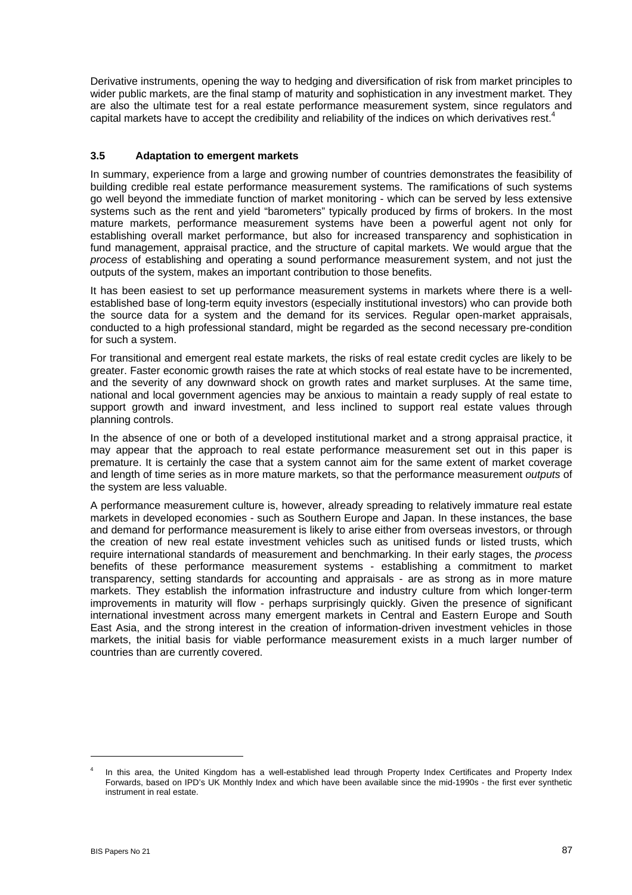Derivative instruments, opening the way to hedging and diversification of risk from market principles to wider public markets, are the final stamp of maturity and sophistication in any investment market. They are also the ultimate test for a real estate performance measurement system, since regulators and capital markets have to accept the credibility and reliability of the indices on which derivatives rest.[4]

### 3.5 Adaptation to emergent markets

In summary, experience from a large and growing number of countries demonstrates the feasibility of building credible real estate performance measurement systems. The ramifications of such systems go well beyond the immediate function of market monitoring - which can be served by less extensive systems such as the rent and yield "barometers" typically produced by firms of brokers. In the most mature markets, performance measurement systems have been a powerful agent not only for establishing overall market performance, but also for increased transparency and sophistication in fund management, appraisal practice, and the structure of capital markets. We would argue that the *process* of establishing and operating a sound performance measurement system, and not just the outputs of the system, makes an important contribution to those benefits.

It has been easiest to set up performance measurement systems in markets where there is a well-established base of long-term equity investors (especially institutional investors) who can provide both the source data for a system and the demand for its services. Regular open-market appraisals, conducted to a high professional standard, might be regarded as the second necessary pre-condition for such a system.

For transitional and emergent real estate markets, the risks of real estate credit cycles are likely to be greater. Faster economic growth raises the rate at which stocks of real estate have to be incremented, and the severity of any downward shock on growth rates and market surpluses. At the same time, national and local government agencies may be anxious to maintain a ready supply of real estate to support growth and inward investment, and less inclined to support real estate values through planning controls.

In the absence of one or both of a developed institutional market and a strong appraisal practice, it may appear that the approach to real estate performance measurement set out in this paper is premature. It is certainly the case that a system cannot aim for the same extent of market coverage and length of time series as in more mature markets, so that the performance measurement *outputs* of the system are less valuable.

A performance measurement culture is, however, already spreading to relatively immature real estate markets in developed economies - such as Southern Europe and Japan. In these instances, the base and demand for performance measurement is likely to arise either from overseas investors, or through the creation of new real estate investment vehicles such as unitised funds or listed trusts, which require international standards of measurement and benchmarking. In their early stages, the *process* benefits of these performance measurement systems - establishing a commitment to market transparency, setting standards for accounting and appraisals - are as strong as in more mature markets. They establish the information infrastructure and industry culture from which longer-term improvements in maturity will flow - perhaps surprisingly quickly. Given the presence of significant international investment across many emergent markets in Central and Eastern Europe and South East Asia, and the strong interest in the creation of information-driven investment vehicles in those markets, the initial basis for viable performance measurement exists in a much larger number of countries than are currently covered.

---

[4] In this area, the United Kingdom has a well-established lead through Property Index Certificates and Property Index Forwards, based on IPD's UK Monthly Index and which have been available since the mid-1990s - the first ever synthetic instrument in real estate.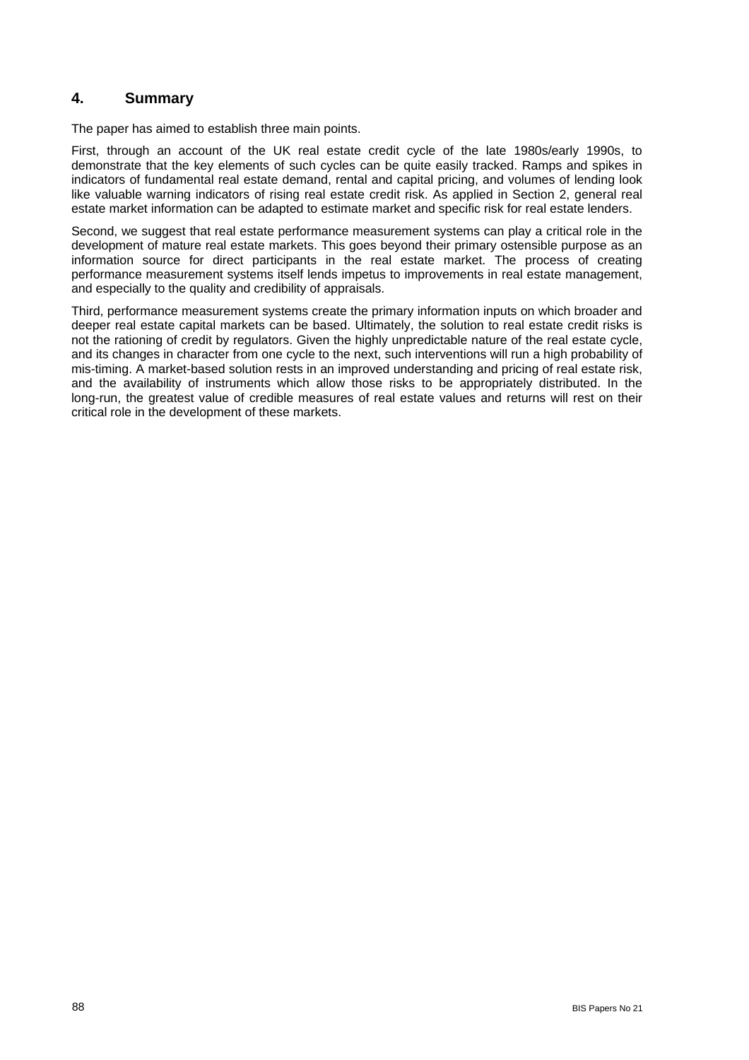## 4. Summary

The paper has aimed to establish three main points.

First, through an account of the UK real estate credit cycle of the late 1980s/early 1990s, to demonstrate that the key elements of such cycles can be quite easily tracked. Ramps and spikes in indicators of fundamental real estate demand, rental and capital pricing, and volumes of lending look like valuable warning indicators of rising real estate credit risk. As applied in Section 2, general real estate market information can be adapted to estimate market and specific risk for real estate lenders.

Second, we suggest that real estate performance measurement systems can play a critical role in the development of mature real estate markets. This goes beyond their primary ostensible purpose as an information source for direct participants in the real estate market. The process of creating performance measurement systems itself lends impetus to improvements in real estate management, and especially to the quality and credibility of appraisals.

Third, performance measurement systems create the primary information inputs on which broader and deeper real estate capital markets can be based. Ultimately, the solution to real estate credit risks is not the rationing of credit by regulators. Given the highly unpredictable nature of the real estate cycle, and its changes in character from one cycle to the next, such interventions will run a high probability of mis-timing. A market-based solution rests in an improved understanding and pricing of real estate risk, and the availability of instruments which allow those risks to be appropriately distributed. In the long-run, the greatest value of credible measures of real estate values and returns will rest on their critical role in the development of these markets.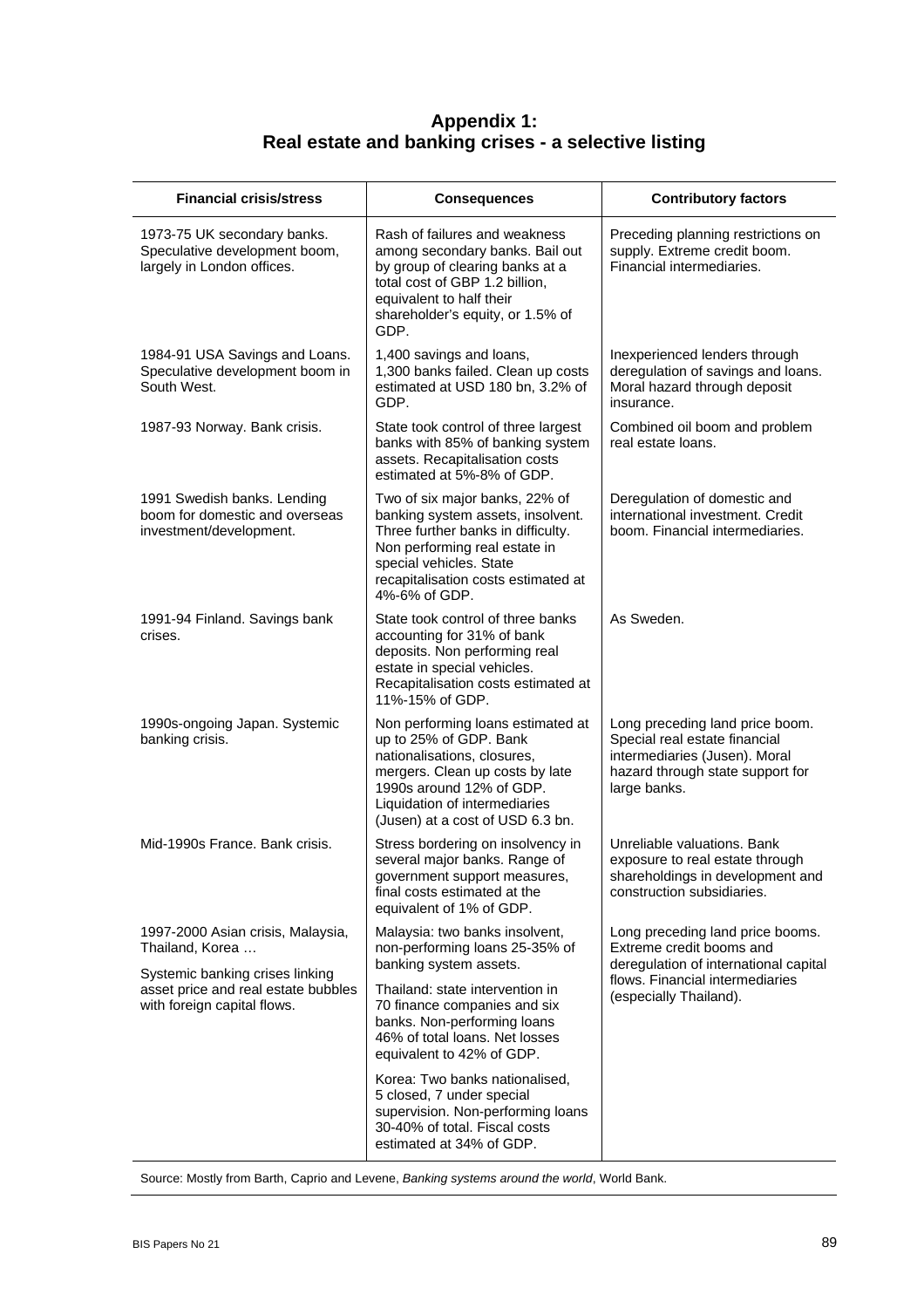# Appendix 1: Real estate and banking crises - a selective listing

| Financial crisis/stress | Consequences | Contributory factors |
|---|---|---|
| 1973-75 UK secondary banks. Speculative development boom, largely in London offices. | Rash of failures and weakness among secondary banks. Bail out by group of clearing banks at a total cost of GBP 1.2 billion, equivalent to half their shareholder's equity, or 1.5% of GDP. | Preceding planning restrictions on supply. Extreme credit boom. Financial intermediaries. |
| 1984-91 USA Savings and Loans. Speculative development boom in South West. | 1,400 savings and loans, 1,300 banks failed. Clean up costs estimated at USD 180 bn, 3.2% of GDP. | Inexperienced lenders through deregulation of savings and loans. Moral hazard through deposit insurance. |
| 1987-93 Norway. Bank crisis. | State took control of three largest banks with 85% of banking system assets. Recapitalisation costs estimated at 5%-8% of GDP. | Combined oil boom and problem real estate loans. |
| 1991 Swedish banks. Lending boom for domestic and overseas investment/development. | Two of six major banks, 22% of banking system assets, insolvent. Three further banks in difficulty. Non performing real estate in special vehicles. State recapitalisation costs estimated at 4%-6% of GDP. | Deregulation of domestic and international investment. Credit boom. Financial intermediaries. |
| 1991-94 Finland. Savings bank crises. | State took control of three banks accounting for 31% of bank deposits. Non performing real estate in special vehicles. Recapitalisation costs estimated at 11%-15% of GDP. | As Sweden. |
| 1990s-ongoing Japan. Systemic banking crisis. | Non performing loans estimated at up to 25% of GDP. Bank nationalisations, closures, mergers. Clean up costs by late 1990s around 12% of GDP. Liquidation of intermediaries (Jusen) at a cost of USD 6.3 bn. | Long preceding land price boom. Special real estate financial intermediaries (Jusen). Moral hazard through state support for large banks. |
| Mid-1990s France. Bank crisis. | Stress bordering on insolvency in several major banks. Range of government support measures, final costs estimated at the equivalent of 1% of GDP. | Unreliable valuations. Bank exposure to real estate through shareholdings in development and construction subsidiaries. |
| 1997-2000 Asian crisis, Malaysia, Thailand, Korea … Systemic banking crises linking asset price and real estate bubbles with foreign capital flows. | Malaysia: two banks insolvent, non-performing loans 25-35% of banking system assets. Thailand: state intervention in 70 finance companies and six banks. Non-performing loans 46% of total loans. Net losses equivalent to 42% of GDP. Korea: Two banks nationalised, 5 closed, 7 under special supervision. Non-performing loans 30-40% of total. Fiscal costs estimated at 34% of GDP. | Long preceding land price booms. Extreme credit booms and deregulation of international capital flows. Financial intermediaries (especially Thailand). |

Source: Mostly from Barth, Caprio and Levene, *Banking systems around the world*, World Bank.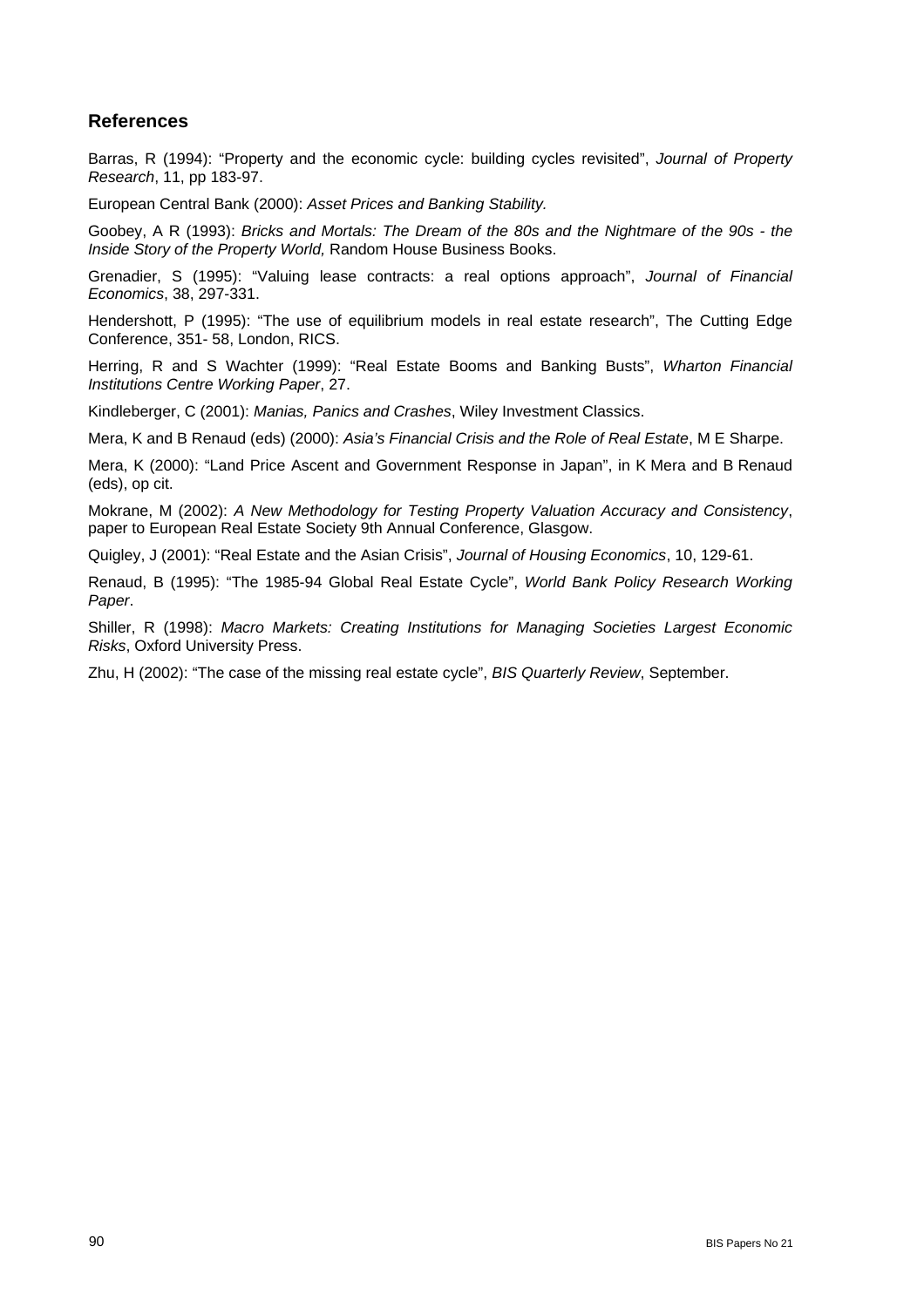## References

Barras, R (1994): "Property and the economic cycle: building cycles revisited", *Journal of Property Research*, 11, pp 183-97.

European Central Bank (2000): *Asset Prices and Banking Stability.*

Goobey, A R (1993): *Bricks and Mortals: The Dream of the 80s and the Nightmare of the 90s - the Inside Story of the Property World,* Random House Business Books.

Grenadier, S (1995): "Valuing lease contracts: a real options approach", *Journal of Financial Economics*, 38, 297-331.

Hendershott, P (1995): "The use of equilibrium models in real estate research", The Cutting Edge Conference, 351- 58, London, RICS.

Herring, R and S Wachter (1999): "Real Estate Booms and Banking Busts", *Wharton Financial Institutions Centre Working Paper*, 27.

Kindleberger, C (2001): *Manias, Panics and Crashes*, Wiley Investment Classics.

Mera, K and B Renaud (eds) (2000): *Asia's Financial Crisis and the Role of Real Estate*, M E Sharpe.

Mera, K (2000): "Land Price Ascent and Government Response in Japan", in K Mera and B Renaud (eds), op cit.

Mokrane, M (2002): *A New Methodology for Testing Property Valuation Accuracy and Consistency*, paper to European Real Estate Society 9th Annual Conference, Glasgow.

Quigley, J (2001): "Real Estate and the Asian Crisis", *Journal of Housing Economics*, 10, 129-61.

Renaud, B (1995): "The 1985-94 Global Real Estate Cycle", *World Bank Policy Research Working Paper*.

Shiller, R (1998): *Macro Markets: Creating Institutions for Managing Societies Largest Economic Risks*, Oxford University Press.

Zhu, H (2002): "The case of the missing real estate cycle", *BIS Quarterly Review*, September.